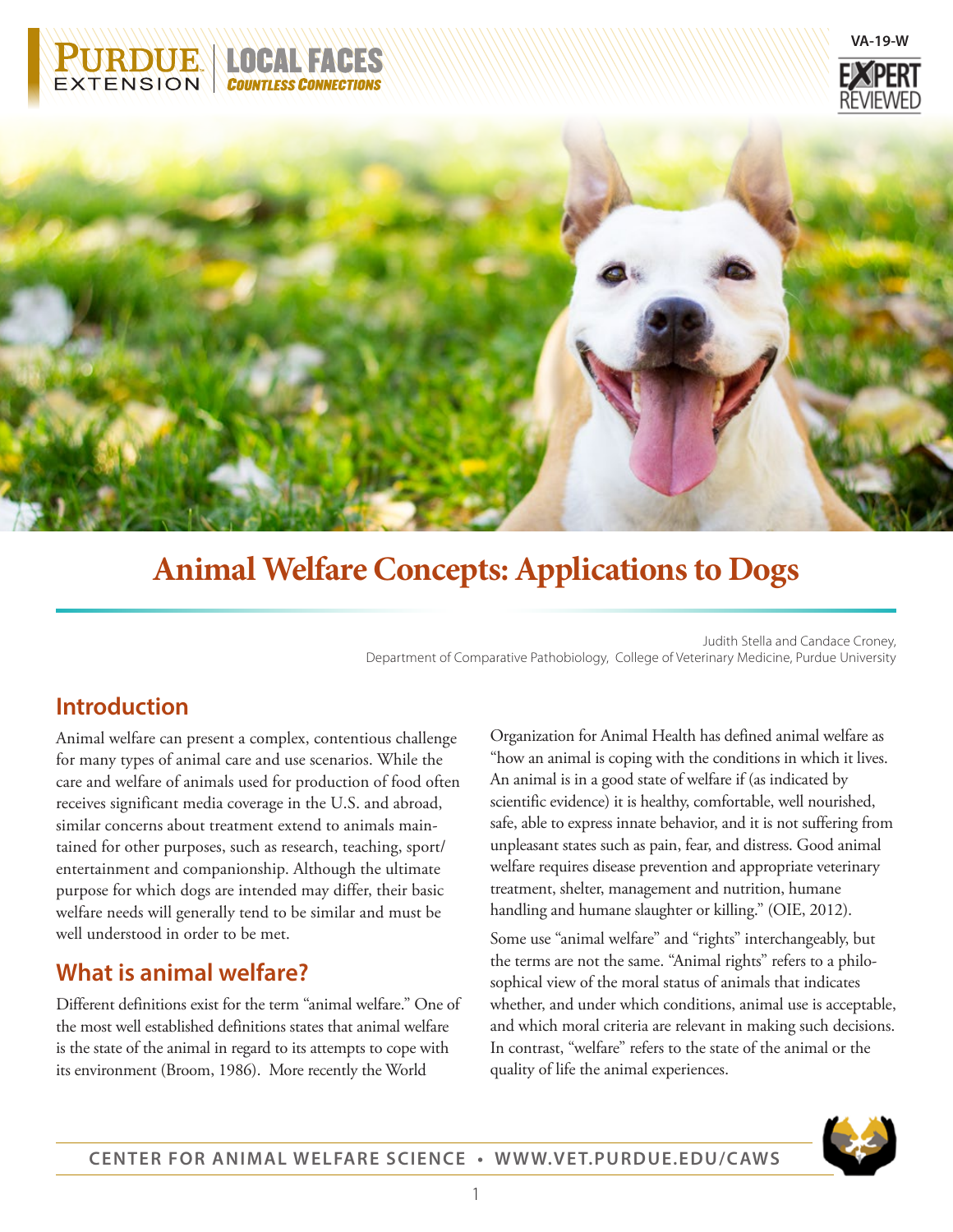# Animal Welfare Concepts: Applications to Dogs

Judith Stella and Candace Croney,
Department of Comparative Pathobiology, College of Veterinary Medicine, Purdue University

## Introduction

Animal welfare can present a complex, contentious challenge for many types of animal care and use scenarios. While the care and welfare of animals used for production of food often receives significant media coverage in the U.S. and abroad, similar concerns about treatment extend to animals maintained for other purposes, such as research, teaching, sport/entertainment and companionship. Although the ultimate purpose for which dogs are intended may differ, their basic welfare needs will generally tend to be similar and must be well understood in order to be met.

## What is animal welfare?

Different definitions exist for the term "animal welfare." One of the most well established definitions states that animal welfare is the state of the animal in regard to its attempts to cope with its environment (Broom, 1986). More recently the World Organization for Animal Health has defined animal welfare as "how an animal is coping with the conditions in which it lives. An animal is in a good state of welfare if (as indicated by scientific evidence) it is healthy, comfortable, well nourished, safe, able to express innate behavior, and it is not suffering from unpleasant states such as pain, fear, and distress. Good animal welfare requires disease prevention and appropriate veterinary treatment, shelter, management and nutrition, humane handling and humane slaughter or killing." (OIE, 2012).

Some use "animal welfare" and "rights" interchangeably, but the terms are not the same. "Animal rights" refers to a philosophical view of the moral status of animals that indicates whether, and under which conditions, animal use is acceptable, and which moral criteria are relevant in making such decisions. In contrast, "welfare" refers to the state of the animal or the quality of life the animal experiences.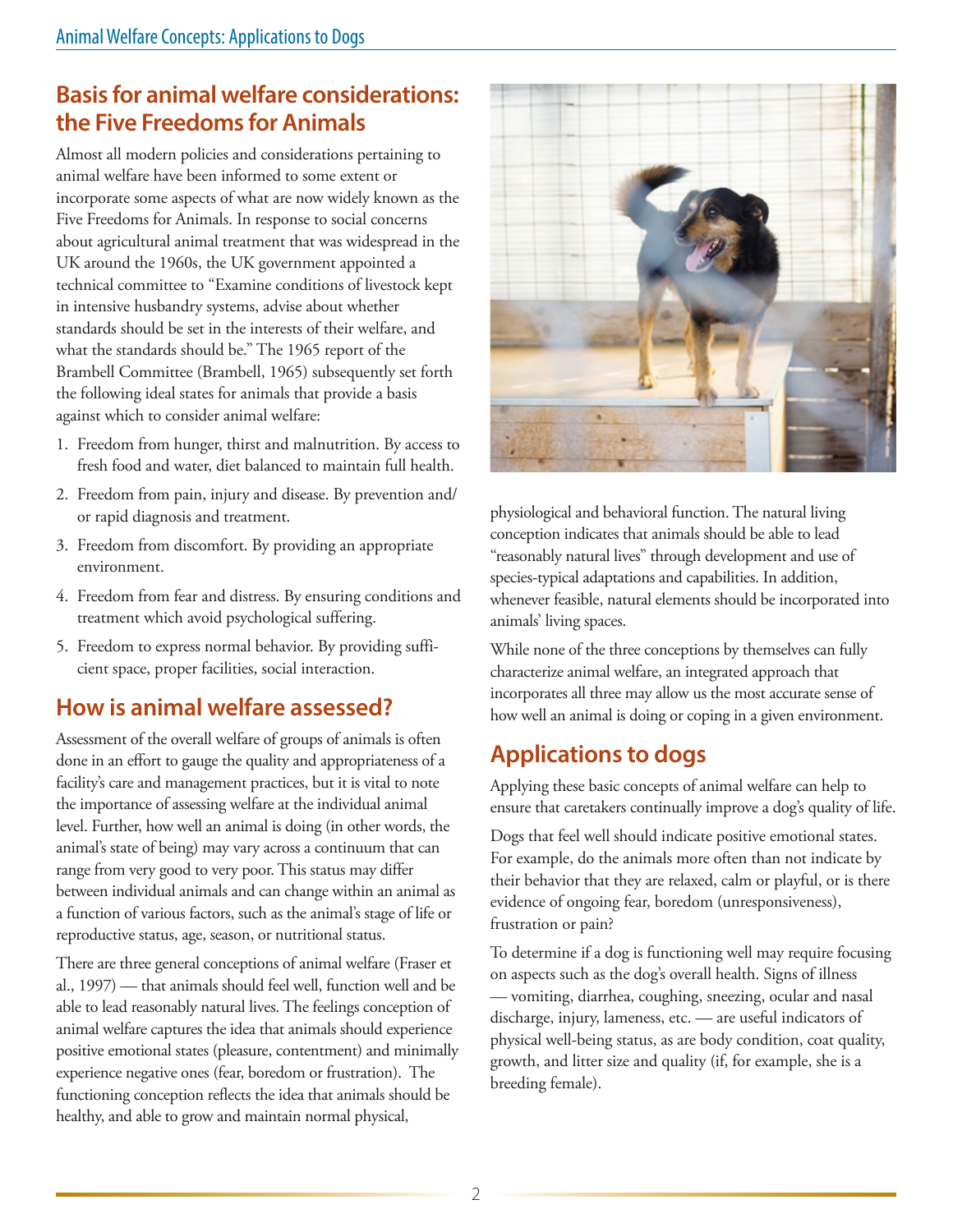## Basis for animal welfare considerations: the Five Freedoms for Animals

Almost all modern policies and considerations pertaining to animal welfare have been informed to some extent or incorporate some aspects of what are now widely known as the Five Freedoms for Animals. In response to social concerns about agricultural animal treatment that was widespread in the UK around the 1960s, the UK government appointed a technical committee to "Examine conditions of livestock kept in intensive husbandry systems, advise about whether standards should be set in the interests of their welfare, and what the standards should be." The 1965 report of the Brambell Committee (Brambell, 1965) subsequently set forth the following ideal states for animals that provide a basis against which to consider animal welfare:

1. Freedom from hunger, thirst and malnutrition. By access to fresh food and water, diet balanced to maintain full health.
2. Freedom from pain, injury and disease. By prevention and/or rapid diagnosis and treatment.
3. Freedom from discomfort. By providing an appropriate environment.
4. Freedom from fear and distress. By ensuring conditions and treatment which avoid psychological suffering.
5. Freedom to express normal behavior. By providing sufficient space, proper facilities, social interaction.

## How is animal welfare assessed?

Assessment of the overall welfare of groups of animals is often done in an effort to gauge the quality and appropriateness of a facility's care and management practices, but it is vital to note the importance of assessing welfare at the individual animal level. Further, how well an animal is doing (in other words, the animal's state of being) may vary across a continuum that can range from very good to very poor. This status may differ between individual animals and can change within an animal as a function of various factors, such as the animal's stage of life or reproductive status, age, season, or nutritional status.

There are three general conceptions of animal welfare (Fraser et al., 1997) — that animals should feel well, function well and be able to lead reasonably natural lives. The feelings conception of animal welfare captures the idea that animals should experience positive emotional states (pleasure, contentment) and minimally experience negative ones (fear, boredom or frustration). The functioning conception reflects the idea that animals should be healthy, and able to grow and maintain normal physical, physiological and behavioral function. The natural living conception indicates that animals should be able to lead "reasonably natural lives" through development and use of species-typical adaptations and capabilities. In addition, whenever feasible, natural elements should be incorporated into animals' living spaces.

While none of the three conceptions by themselves can fully characterize animal welfare, an integrated approach that incorporates all three may allow us the most accurate sense of how well an animal is doing or coping in a given environment.

## Applications to dogs

Applying these basic concepts of animal welfare can help to ensure that caretakers continually improve a dog's quality of life.

Dogs that feel well should indicate positive emotional states. For example, do the animals more often than not indicate by their behavior that they are relaxed, calm or playful, or is there evidence of ongoing fear, boredom (unresponsiveness), frustration or pain?

To determine if a dog is functioning well may require focusing on aspects such as the dog's overall health. Signs of illness — vomiting, diarrhea, coughing, sneezing, ocular and nasal discharge, injury, lameness, etc. — are useful indicators of physical well-being status, as are body condition, coat quality, growth, and litter size and quality (if, for example, she is a breeding female).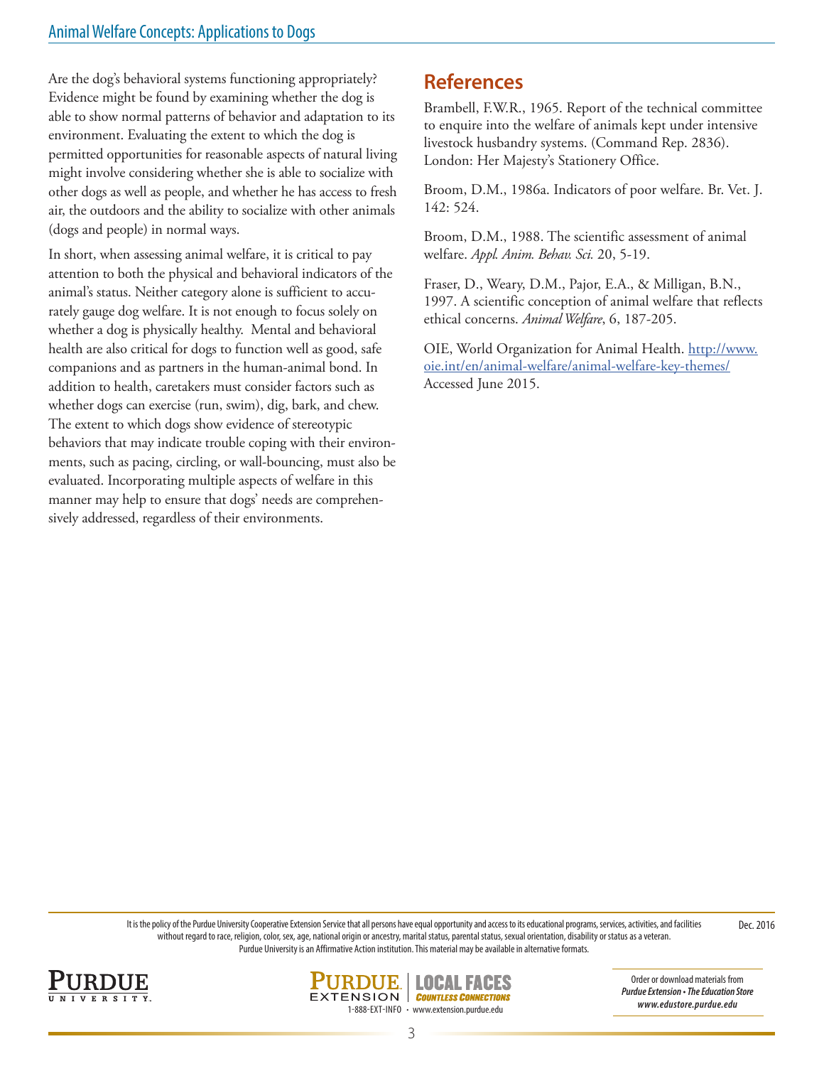Are the dog's behavioral systems functioning appropriately? Evidence might be found by examining whether the dog is able to show normal patterns of behavior and adaptation to its environment. Evaluating the extent to which the dog is permitted opportunities for reasonable aspects of natural living might involve considering whether she is able to socialize with other dogs as well as people, and whether he has access to fresh air, the outdoors and the ability to socialize with other animals (dogs and people) in normal ways.

In short, when assessing animal welfare, it is critical to pay attention to both the physical and behavioral indicators of the animal's status. Neither category alone is sufficient to accurately gauge dog welfare. It is not enough to focus solely on whether a dog is physically healthy. Mental and behavioral health are also critical for dogs to function well as good, safe companions and as partners in the human-animal bond. In addition to health, caretakers must consider factors such as whether dogs can exercise (run, swim), dig, bark, and chew. The extent to which dogs show evidence of stereotypic behaviors that may indicate trouble coping with their environments, such as pacing, circling, or wall-bouncing, must also be evaluated. Incorporating multiple aspects of welfare in this manner may help to ensure that dogs' needs are comprehensively addressed, regardless of their environments.

## References

Brambell, F.W.R., 1965. Report of the technical committee to enquire into the welfare of animals kept under intensive livestock husbandry systems. (Command Rep. 2836). London: Her Majesty's Stationery Office.

Broom, D.M., 1986a. Indicators of poor welfare. Br. Vet. J. 142: 524.

Broom, D.M., 1988. The scientific assessment of animal welfare. *Appl. Anim. Behav. Sci.* 20, 5-19.

Fraser, D., Weary, D.M., Pajor, E.A., & Milligan, B.N., 1997. A scientific conception of animal welfare that reflects ethical concerns. *Animal Welfare*, 6, 187-205.

OIE, World Organization for Animal Health. http://www.oie.int/en/animal-welfare/animal-welfare-key-themes/ Accessed June 2015.

It is the policy of the Purdue University Cooperative Extension Service that all persons have equal opportunity and access to its educational programs, services, activities, and facilities without regard to race, religion, color, sex, age, national origin or ancestry, marital status, parental status, sexual orientation, disability or status as a veteran. Purdue University is an Affirmative Action institution. This material may be available in alternative formats.

Dec. 2016

1-888-EXT-INFO • www.extension.purdue.edu

Order or download materials from *Purdue Extension • The Education Store* *www.edustore.purdue.edu*